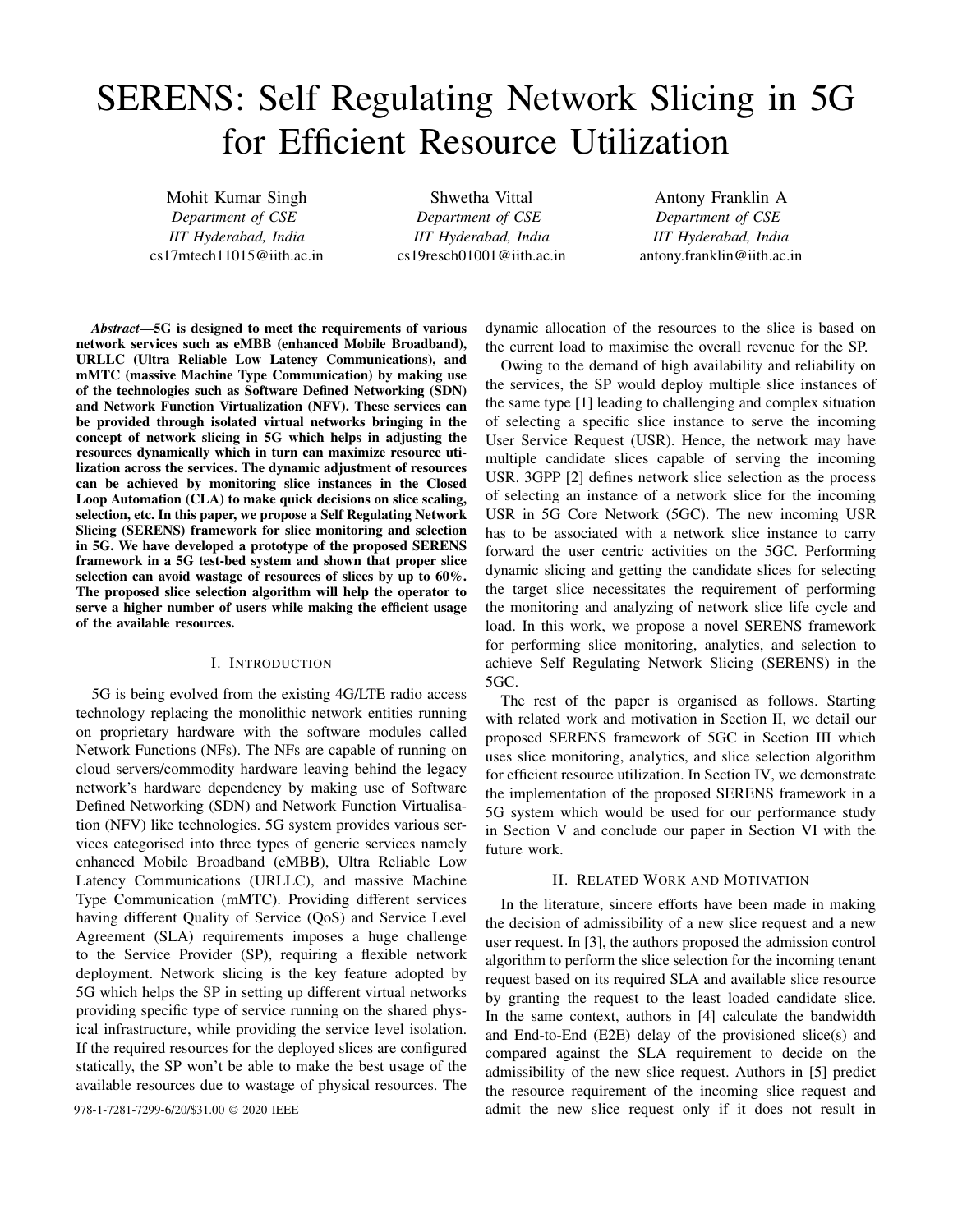# SERENS: Self Regulating Network Slicing in 5G for Efficient Resource Utilization

Mohit Kumar Singh
*Department of CSE*
*IIT Hyderabad, India*
cs17mtech11015@iith.ac.in

Shwetha Vittal
*Department of CSE*
*IIT Hyderabad, India*
cs19resch01001@iith.ac.in

Antony Franklin A
*Department of CSE*
*IIT Hyderabad, India*
antony.franklin@iith.ac.in

***Abstract*—5G is designed to meet the requirements of various network services such as eMBB (enhanced Mobile Broadband), URLLC (Ultra Reliable Low Latency Communications), and mMTC (massive Machine Type Communication) by making use of the technologies such as Software Defined Networking (SDN) and Network Function Virtualization (NFV). These services can be provided through isolated virtual networks bringing in the concept of network slicing in 5G which helps in adjusting the resources dynamically which in turn can maximize resource utilization across the services. The dynamic adjustment of resources can be achieved by monitoring slice instances in the Closed Loop Automation (CLA) to make quick decisions on slice scaling, selection, etc. In this paper, we propose a Self Regulating Network Slicing (SERENS) framework for slice monitoring and selection in 5G. We have developed a prototype of the proposed SERENS framework in a 5G test-bed system and shown that proper slice selection can avoid wastage of resources of slices by up to 60%. The proposed slice selection algorithm will help the operator to serve a higher number of users while making the efficient usage of the available resources.**

## I. Introduction

5G is being evolved from the existing 4G/LTE radio access technology replacing the monolithic network entities running on proprietary hardware with the software modules called Network Functions (NFs). The NFs are capable of running on cloud servers/commodity hardware leaving behind the legacy network's hardware dependency by making use of Software Defined Networking (SDN) and Network Function Virtualisation (NFV) like technologies. 5G system provides various services categorised into three types of generic services namely enhanced Mobile Broadband (eMBB), Ultra Reliable Low Latency Communications (URLLC), and massive Machine Type Communication (mMTC). Providing different services having different Quality of Service (QoS) and Service Level Agreement (SLA) requirements imposes a huge challenge to the Service Provider (SP), requiring a flexible network deployment. Network slicing is the key feature adopted by 5G which helps the SP in setting up different virtual networks providing specific type of service running on the shared physical infrastructure, while providing the service level isolation. If the required resources for the deployed slices are configured statically, the SP won't be able to make the best usage of the available resources due to wastage of physical resources. The dynamic allocation of the resources to the slice is based on the current load to maximise the overall revenue for the SP.

Owing to the demand of high availability and reliability on the services, the SP would deploy multiple slice instances of the same type [1] leading to challenging and complex situation of selecting a specific slice instance to serve the incoming User Service Request (USR). Hence, the network may have multiple candidate slices capable of serving the incoming USR. 3GPP [2] defines network slice selection as the process of selecting an instance of a network slice for the incoming USR in 5G Core Network (5GC). The new incoming USR has to be associated with a network slice instance to carry forward the user centric activities on the 5GC. Performing dynamic slicing and getting the candidate slices for selecting the target slice necessitates the requirement of performing the monitoring and analyzing of network slice life cycle and load. In this work, we propose a novel SERENS framework for performing slice monitoring, analytics, and selection to achieve Self Regulating Network Slicing (SERENS) in the 5GC.

The rest of the paper is organised as follows. Starting with related work and motivation in Section II, we detail our proposed SERENS framework of 5GC in Section III which uses slice monitoring, analytics, and slice selection algorithm for efficient resource utilization. In Section IV, we demonstrate the implementation of the proposed SERENS framework in a 5G system which would be used for our performance study in Section V and conclude our paper in Section VI with the future work.

## II. Related Work and Motivation

In the literature, sincere efforts have been made in making the decision of admissibility of a new slice request and a new user request. In [3], the authors proposed the admission control algorithm to perform the slice selection for the incoming tenant request based on its required SLA and available slice resource by granting the request to the least loaded candidate slice. In the same context, authors in [4] calculate the bandwidth and End-to-End (E2E) delay of the provisioned slice(s) and compared against the SLA requirement to decide on the admissibility of the new slice request. Authors in [5] predict the resource requirement of the incoming slice request and admit the new slice request only if it does not result in

978-1-7281-7299-6/20/$31.00 © 2020 IEEE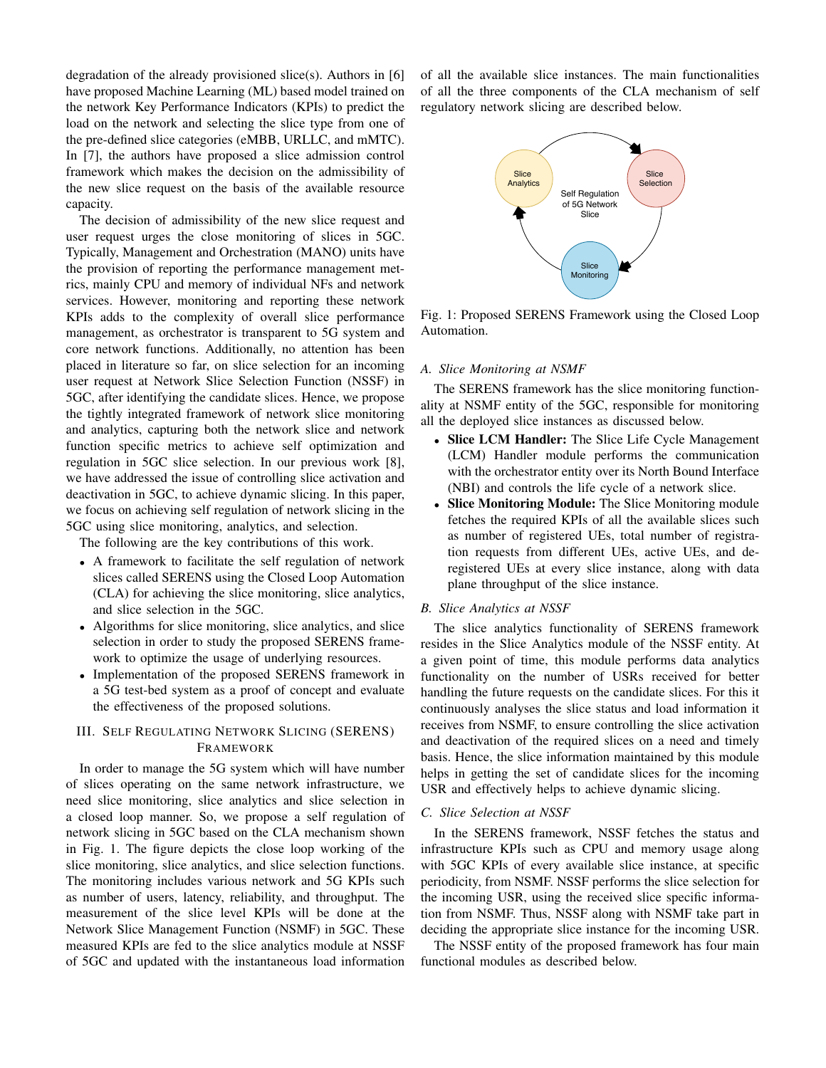degradation of the already provisioned slice(s). Authors in [6] have proposed Machine Learning (ML) based model trained on the network Key Performance Indicators (KPIs) to predict the load on the network and selecting the slice type from one of the pre-defined slice categories (eMBB, URLLC, and mMTC). In [7], the authors have proposed a slice admission control framework which makes the decision on the admissibility of the new slice request on the basis of the available resource capacity.

The decision of admissibility of the new slice request and user request urges the close monitoring of slices in 5GC. Typically, Management and Orchestration (MANO) units have the provision of reporting the performance management metrics, mainly CPU and memory of individual NFs and network services. However, monitoring and reporting these network KPIs adds to the complexity of overall slice performance management, as orchestrator is transparent to 5G system and core network functions. Additionally, no attention has been placed in literature so far, on slice selection for an incoming user request at Network Slice Selection Function (NSSF) in 5GC, after identifying the candidate slices. Hence, we propose the tightly integrated framework of network slice monitoring and analytics, capturing both the network slice and network function specific metrics to achieve self optimization and regulation in 5GC slice selection. In our previous work [8], we have addressed the issue of controlling slice activation and deactivation in 5GC, to achieve dynamic slicing. In this paper, we focus on achieving self regulation of network slicing in the 5GC using slice monitoring, analytics, and selection.

The following are the key contributions of this work.

- A framework to facilitate the self regulation of network slices called SERENS using the Closed Loop Automation (CLA) for achieving the slice monitoring, slice analytics, and slice selection in the 5GC.
- Algorithms for slice monitoring, slice analytics, and slice selection in order to study the proposed SERENS framework to optimize the usage of underlying resources.
- Implementation of the proposed SERENS framework in a 5G test-bed system as a proof of concept and evaluate the effectiveness of the proposed solutions.

## III. Self Regulating Network Slicing (SERENS) Framework

In order to manage the 5G system which will have number of slices operating on the same network infrastructure, we need slice monitoring, slice analytics and slice selection in a closed loop manner. So, we propose a self regulation of network slicing in 5GC based on the CLA mechanism shown in Fig. 1. The figure depicts the close loop working of the slice monitoring, slice analytics, and slice selection functions. The monitoring includes various network and 5G KPIs such as number of users, latency, reliability, and throughput. The measurement of the slice level KPIs will be done at the Network Slice Management Function (NSMF) in 5GC. These measured KPIs are fed to the slice analytics module at NSSF of 5GC and updated with the instantaneous load information of all the available slice instances. The main functionalities of all the three components of the CLA mechanism of self regulatory network slicing are described below.

Slice Analytics

Slice Selection

Self Regulation of 5G Network Slice

Slice Monitoring

Fig. 1: Proposed SERENS Framework using the Closed Loop Automation.

### A. Slice Monitoring at NSMF

The SERENS framework has the slice monitoring functionality at NSMF entity of the 5GC, responsible for monitoring all the deployed slice instances as discussed below.

- **Slice LCM Handler:** The Slice Life Cycle Management (LCM) Handler module performs the communication with the orchestrator entity over its North Bound Interface (NBI) and controls the life cycle of a network slice.
- **Slice Monitoring Module:** The Slice Monitoring module fetches the required KPIs of all the available slices such as number of registered UEs, total number of registration requests from different UEs, active UEs, and deregistered UEs at every slice instance, along with data plane throughput of the slice instance.

### B. Slice Analytics at NSSF

The slice analytics functionality of SERENS framework resides in the Slice Analytics module of the NSSF entity. At a given point of time, this module performs data analytics functionality on the number of USRs received for better handling the future requests on the candidate slices. For this it continuously analyses the slice status and load information it receives from NSMF, to ensure controlling the slice activation and deactivation of the required slices on a need and timely basis. Hence, the slice information maintained by this module helps in getting the set of candidate slices for the incoming USR and effectively helps to achieve dynamic slicing.

### C. Slice Selection at NSSF

In the SERENS framework, NSSF fetches the status and infrastructure KPIs such as CPU and memory usage along with 5GC KPIs of every available slice instance, at specific periodicity, from NSMF. NSSF performs the slice selection for the incoming USR, using the received slice specific information from NSMF. Thus, NSSF along with NSMF take part in deciding the appropriate slice instance for the incoming USR.

The NSSF entity of the proposed framework has four main functional modules as described below.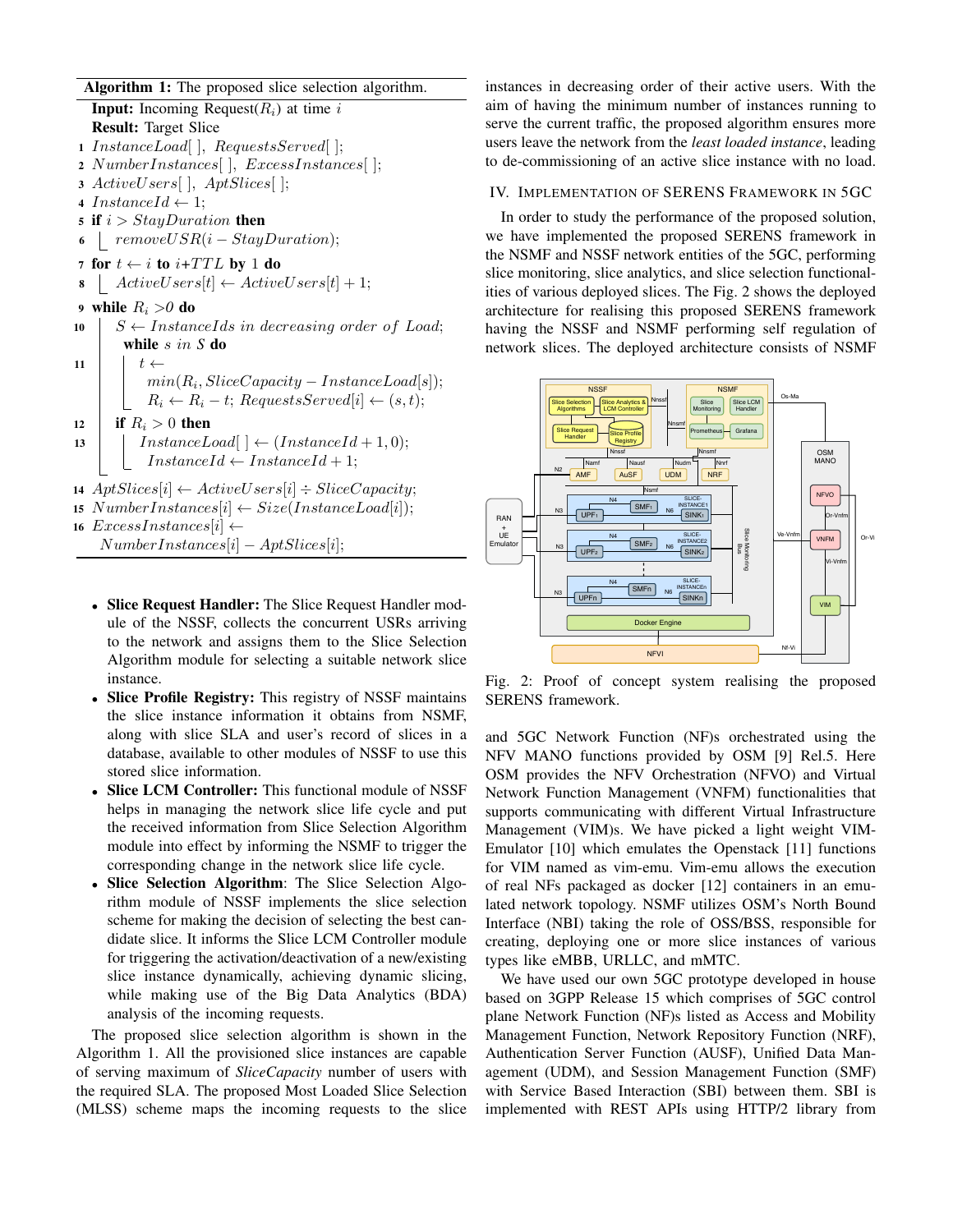**Algorithm 1:** The proposed slice selection algorithm.

**Input:** Incoming Request($R_i$) at time $i$
**Result:** Target Slice

```
1  InstanceLoad[ ], RequestsServed[ ];
2  NumberInstances[ ], ExcessInstances[ ];
3  ActiveUsers[ ], AptSlices[ ];
4  InstanceId ← 1;
5  if i > StayDuration then
6      removeUSR(i − StayDuration);
7  for t ← i to i+TTL by 1 do
8      ActiveUsers[t] ← ActiveUsers[t] + 1;
9  while R_i > 0 do
10     S ← InstanceIds in decreasing order of Load;
       while s in S do
11         t ← min(R_i, SliceCapacity − InstanceLoad[s]);
           R_i ← R_i − t; RequestsServed[i] ← (s, t);
12     if R_i > 0 then
13         InstanceLoad[ ] ← (InstanceId + 1, 0);
           InstanceId ← InstanceId + 1;
14 AptSlices[i] ← ActiveUsers[i] ÷ SliceCapacity;
15 NumberInstances[i] ← Size(InstanceLoad[i]);
16 ExcessInstances[i] ←
       NumberInstances[i] − AptSlices[i];
```

- **Slice Request Handler:** The Slice Request Handler module of the NSSF, collects the concurrent USRs arriving to the network and assigns them to the Slice Selection Algorithm module for selecting a suitable network slice instance.
- **Slice Profile Registry:** This registry of NSSF maintains the slice instance information it obtains from NSMF, along with slice SLA and user's record of slices in a database, available to other modules of NSSF to use this stored slice information.
- **Slice LCM Controller:** This functional module of NSSF helps in managing the network slice life cycle and put the received information from Slice Selection Algorithm module into effect by informing the NSMF to trigger the corresponding change in the network slice life cycle.
- **Slice Selection Algorithm**: The Slice Selection Algorithm module of NSSF implements the slice selection scheme for making the decision of selecting the best candidate slice. It informs the Slice LCM Controller module for triggering the activation/deactivation of a new/existing slice instance dynamically, achieving dynamic slicing, while making use of the Big Data Analytics (BDA) analysis of the incoming requests.

The proposed slice selection algorithm is shown in the Algorithm 1. All the provisioned slice instances are capable of serving maximum of *SliceCapacity* number of users with the required SLA. The proposed Most Loaded Slice Selection (MLSS) scheme maps the incoming requests to the slice instances in decreasing order of their active users. With the aim of having the minimum number of instances running to serve the current traffic, the proposed algorithm ensures more users leave the network from the *least loaded instance*, leading to de-commissioning of an active slice instance with no load.

## IV. Implementation of SERENS Framework in 5GC

In order to study the performance of the proposed solution, we have implemented the proposed SERENS framework in the NSMF and NSSF network entities of the 5GC, performing slice monitoring, slice analytics, and slice selection functionalities of various deployed slices. The Fig. 2 shows the deployed architecture for realising this proposed SERENS framework having the NSSF and NSMF performing self regulation of network slices. The deployed architecture consists of NSMF and 5GC Network Function (NF)s orchestrated using the NFV MANO functions provided by OSM [9] Rel.5. Here OSM provides the NFV Orchestration (NFVO) and Virtual Network Function Management (VNFM) functionalities that supports communicating with different Virtual Infrastructure Management (VIM)s. We have picked a light weight VIM-Emulator [10] which emulates the Openstack [11] functions for VIM named as vim-emu. Vim-emu allows the execution of real NFs packaged as docker [12] containers in an emulated network topology. NSMF utilizes OSM's North Bound Interface (NBI) taking the role of OSS/BSS, responsible for creating, deploying one or more slice instances of various types like eMBB, URLLC, and mMTC.

Fig. 2: Proof of concept system realising the proposed SERENS framework.

We have used our own 5GC prototype developed in house based on 3GPP Release 15 which comprises of 5GC control plane Network Function (NF)s listed as Access and Mobility Management Function, Network Repository Function (NRF), Authentication Server Function (AUSF), Unified Data Management (UDM), and Session Management Function (SMF) with Service Based Interaction (SBI) between them. SBI is implemented with REST APIs using HTTP/2 library from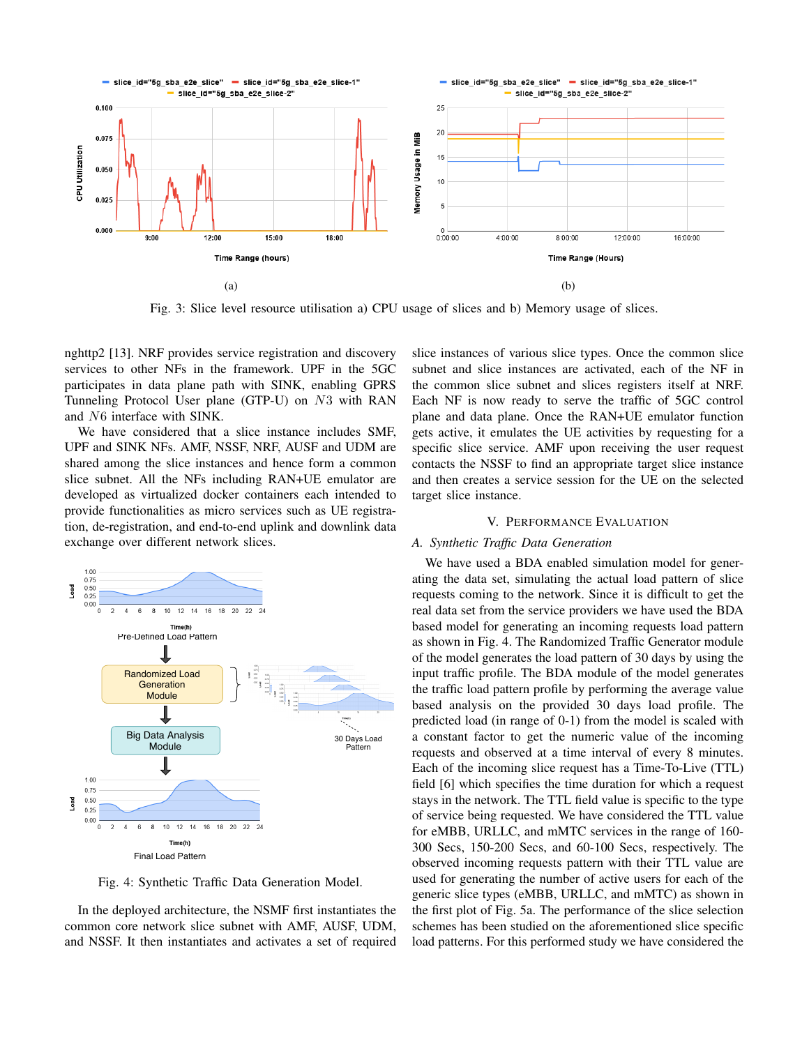Fig. 3: Slice level resource utilisation a) CPU usage of slices and b) Memory usage of slices.

nghttp2 [13]. NRF provides service registration and discovery services to other NFs in the framework. UPF in the 5GC participates in data plane path with SINK, enabling GPRS Tunneling Protocol User plane (GTP-U) on $N3$ with RAN and $N6$ interface with SINK.

We have considered that a slice instance includes SMF, UPF and SINK NFs. AMF, NSSF, NRF, AUSF and UDM are shared among the slice instances and hence form a common slice subnet. All the NFs including RAN+UE emulator are developed as virtualized docker containers each intended to provide functionalities as micro services such as UE registration, de-registration, and end-to-end uplink and downlink data exchange over different network slices.

Fig. 4: Synthetic Traffic Data Generation Model.

In the deployed architecture, the NSMF first instantiates the common core network slice subnet with AMF, AUSF, UDM, and NSSF. It then instantiates and activates a set of required slice instances of various slice types. Once the common slice subnet and slice instances are activated, each of the NF in the common slice subnet and slices registers itself at NRF. Each NF is now ready to serve the traffic of 5GC control plane and data plane. Once the RAN+UE emulator function gets active, it emulates the UE activities by requesting for a specific slice service. AMF upon receiving the user request contacts the NSSF to find an appropriate target slice instance and then creates a service session for the UE on the selected target slice instance.

## V. Performance Evaluation

### A. Synthetic Traffic Data Generation

We have used a BDA enabled simulation model for generating the data set, simulating the actual load pattern of slice requests coming to the network. Since it is difficult to get the real data set from the service providers we have used the BDA based model for generating an incoming requests load pattern as shown in Fig. 4. The Randomized Traffic Generator module of the model generates the load pattern of 30 days by using the input traffic profile. The BDA module of the model generates the traffic load pattern profile by performing the average value based analysis on the provided 30 days load profile. The predicted load (in range of 0-1) from the model is scaled with a constant factor to get the numeric value of the incoming requests and observed at a time interval of every 8 minutes. Each of the incoming slice request has a Time-To-Live (TTL) field [6] which specifies the time duration for which a request stays in the network. The TTL field value is specific to the type of service being requested. We have considered the TTL value for eMBB, URLLC, and mMTC services in the range of 160-300 Secs, 150-200 Secs, and 60-100 Secs, respectively. The observed incoming requests pattern with their TTL value are used for generating the number of active users for each of the generic slice types (eMBB, URLLC, and mMTC) as shown in the first plot of Fig. 5a. The performance of the slice selection schemes has been studied on the aforementioned slice specific load patterns. For this performed study we have considered the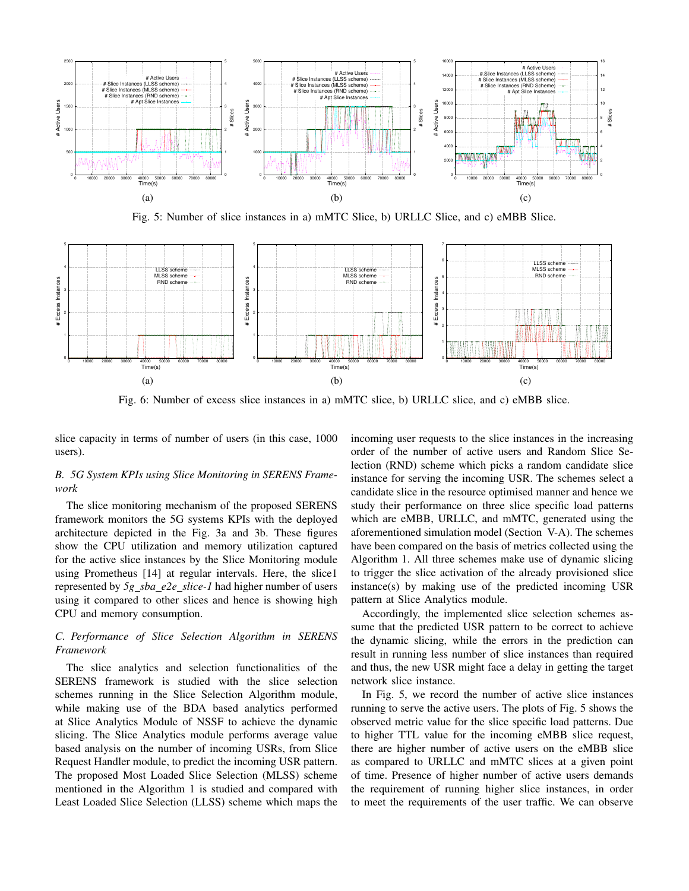0 10000 20000 30000 40000 50000 60000 70000 80000

Time(s)

# Active Users

# Slices

# Active Users

# Slice Instances (LLSS scheme)

# Slice Instances (MLSS scheme)

# Slice Instances (RND scheme)

# Apt Slice Instances

(a)

(b)

(c)

Fig. 5: Number of slice instances in a) mMTC Slice, b) URLLC Slice, and c) eMBB Slice.

# Excess Instances

Time(s)

LLSS scheme

MLSS scheme

RND scheme

(a)

(b)

(c)

Fig. 6: Number of excess slice instances in a) mMTC slice, b) URLLC slice, and c) eMBB slice.

slice capacity in terms of number of users (in this case, 1000 users).

### B. 5G System KPIs using Slice Monitoring in SERENS Framework

The slice monitoring mechanism of the proposed SERENS framework monitors the 5G systems KPIs with the deployed architecture depicted in the Fig. 3a and 3b. These figures show the CPU utilization and memory utilization captured for the active slice instances by the Slice Monitoring module using Prometheus [14] at regular intervals. Here, the slice1 represented by *5g_sba_e2e_slice-1* had higher number of users using it compared to other slices and hence is showing high CPU and memory consumption.

### C. Performance of Slice Selection Algorithm in SERENS Framework

The slice analytics and selection functionalities of the SERENS framework is studied with the slice selection schemes running in the Slice Selection Algorithm module, while making use of the BDA based analytics performed at Slice Analytics Module of NSSF to achieve the dynamic slicing. The Slice Analytics module performs average value based analysis on the number of incoming USRs, from Slice Request Handler module, to predict the incoming USR pattern. The proposed Most Loaded Slice Selection (MLSS) scheme mentioned in the Algorithm 1 is studied and compared with Least Loaded Slice Selection (LLSS) scheme which maps the incoming user requests to the slice instances in the increasing order of the number of active users and Random Slice Selection (RND) scheme which picks a random candidate slice instance for serving the incoming USR. The schemes select a candidate slice in the resource optimised manner and hence we study their performance on three slice specific load patterns which are eMBB, URLLC, and mMTC, generated using the aforementioned simulation model (Section V-A). The schemes have been compared on the basis of metrics collected using the Algorithm 1. All three schemes make use of dynamic slicing to trigger the slice activation of the already provisioned slice instance(s) by making use of the predicted incoming USR pattern at Slice Analytics module.

Accordingly, the implemented slice selection schemes assume that the predicted USR pattern to be correct to achieve the dynamic slicing, while the errors in the prediction can result in running less number of slice instances than required and thus, the new USR might face a delay in getting the target network slice instance.

In Fig. 5, we record the number of active slice instances running to serve the active users. The plots of Fig. 5 shows the observed metric value for the slice specific load patterns. Due to higher TTL value for the incoming eMBB slice request, there are higher number of active users on the eMBB slice as compared to URLLC and mMTC slices at a given point of time. Presence of higher number of active users demands the requirement of running higher slice instances, in order to meet the requirements of the user traffic. We can observe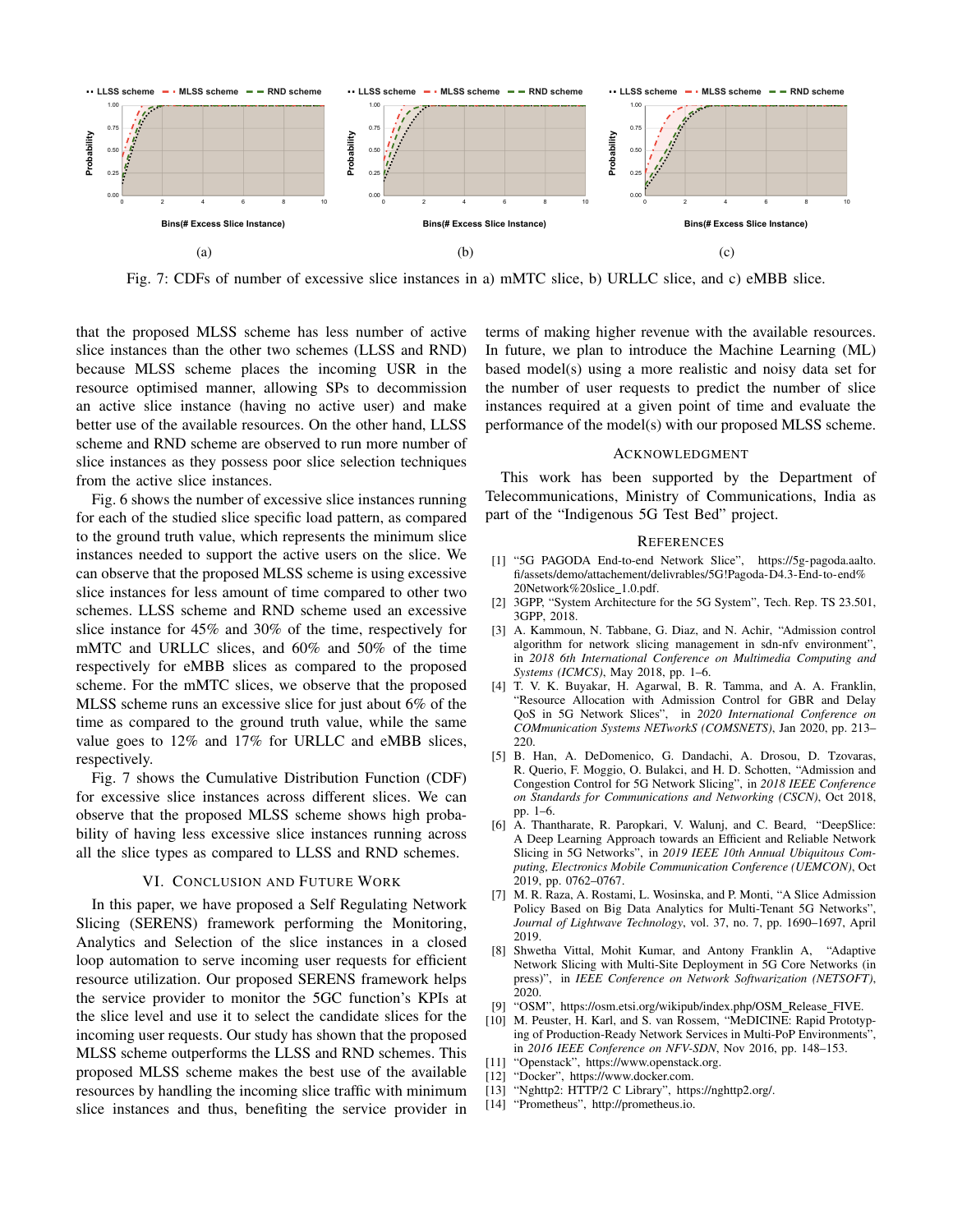•• LLSS scheme - • MLSS scheme - - RND scheme

Probability

1.00
0.75
0.50
0.25
0.00

0 2 4 6 8 10

Bins(# Excess Slice Instance)

(a)

•• LLSS scheme - • MLSS scheme - - RND scheme

Probability

1.00
0.75
0.50
0.25
0.00

0 2 4 6 8 10

Bins(# Excess Slice Instance)

(b)

•• LLSS scheme - • MLSS scheme - - RND scheme

Probability

1.00
0.75
0.50
0.25
0.00

0 2 4 6 8 10

Bins(# Excess Slice Instance)

(c)

Fig. 7: CDFs of number of excessive slice instances in a) mMTC slice, b) URLLC slice, and c) eMBB slice.

that the proposed MLSS scheme has less number of active slice instances than the other two schemes (LLSS and RND) because MLSS scheme places the incoming USR in the resource optimised manner, allowing SPs to decommission an active slice instance (having no active user) and make better use of the available resources. On the other hand, LLSS scheme and RND scheme are observed to run more number of slice instances as they possess poor slice selection techniques from the active slice instances.

Fig. 6 shows the number of excessive slice instances running for each of the studied slice specific load pattern, as compared to the ground truth value, which represents the minimum slice instances needed to support the active users on the slice. We can observe that the proposed MLSS scheme is using excessive slice instances for less amount of time compared to other two schemes. LLSS scheme and RND scheme used an excessive slice instance for 45% and 30% of the time, respectively for mMTC and URLLC slices, and 60% and 50% of the time respectively for eMBB slices as compared to the proposed scheme. For the mMTC slices, we observe that the proposed MLSS scheme runs an excessive slice for just about 6% of the time as compared to the ground truth value, while the same value goes to 12% and 17% for URLLC and eMBB slices, respectively.

Fig. 7 shows the Cumulative Distribution Function (CDF) for excessive slice instances across different slices. We can observe that the proposed MLSS scheme shows high probability of having less excessive slice instances running across all the slice types as compared to LLSS and RND schemes.

## VI. Conclusion and Future Work

In this paper, we have proposed a Self Regulating Network Slicing (SERENS) framework performing the Monitoring, Analytics and Selection of the slice instances in a closed loop automation to serve incoming user requests for efficient resource utilization. Our proposed SERENS framework helps the service provider to monitor the 5GC function's KPIs at the slice level and use it to select the candidate slices for the incoming user requests. Our study has shown that the proposed MLSS scheme outperforms the LLSS and RND schemes. This proposed MLSS scheme makes the best use of the available resources by handling the incoming slice traffic with minimum slice instances and thus, benefiting the service provider in terms of making higher revenue with the available resources. In future, we plan to introduce the Machine Learning (ML) based model(s) using a more realistic and noisy data set for the number of user requests to predict the number of slice instances required at a given point of time and evaluate the performance of the model(s) with our proposed MLSS scheme.

## Acknowledgment

This work has been supported by the Department of Telecommunications, Ministry of Communications, India as part of the "Indigenous 5G Test Bed" project.

## References

[1] "5G PAGODA End-to-end Network Slice", https://5g-pagoda.aalto.fi/assets/demo/attachement/delivrables/5G!Pagoda-D4.3-End-to-end%20Network%20slice_1.0.pdf.

[2] 3GPP, "System Architecture for the 5G System", Tech. Rep. TS 23.501, 3GPP, 2018.

[3] A. Kammoun, N. Tabbane, G. Diaz, and N. Achir, "Admission control algorithm for network slicing management in sdn-nfv environment", in *2018 6th International Conference on Multimedia Computing and Systems (ICMCS)*, May 2018, pp. 1–6.

[4] T. V. K. Buyakar, H. Agarwal, B. R. Tamma, and A. A. Franklin, "Resource Allocation with Admission Control for GBR and Delay QoS in 5G Network Slices", in *2020 International Conference on COMmunication Systems NETworkS (COMSNETS)*, Jan 2020, pp. 213–220.

[5] B. Han, A. DeDomenico, G. Dandachi, A. Drosou, D. Tzovaras, R. Querio, F. Moggio, O. Bulakci, and H. D. Schotten, "Admission and Congestion Control for 5G Network Slicing", in *2018 IEEE Conference on Standards for Communications and Networking (CSCN)*, Oct 2018, pp. 1–6.

[6] A. Thantharate, R. Paropkari, V. Walunj, and C. Beard, "DeepSlice: A Deep Learning Approach towards an Efficient and Reliable Network Slicing in 5G Networks", in *2019 IEEE 10th Annual Ubiquitous Computing, Electronics Mobile Communication Conference (UEMCON)*, Oct 2019, pp. 0762–0767.

[7] M. R. Raza, A. Rostami, L. Wosinska, and P. Monti, "A Slice Admission Policy Based on Big Data Analytics for Multi-Tenant 5G Networks", *Journal of Lightwave Technology*, vol. 37, no. 7, pp. 1690–1697, April 2019.

[8] Shwetha Vittal, Mohit Kumar, and Antony Franklin A, "Adaptive Network Slicing with Multi-Site Deployment in 5G Core Networks (in press)", in *IEEE Conference on Network Softwarization (NETSOFT)*, 2020.

[9] "OSM", https://osm.etsi.org/wikipub/index.php/OSM_Release_FIVE.

[10] M. Peuster, H. Karl, and S. van Rossem, "MeDICINE: Rapid Prototyping of Production-Ready Network Services in Multi-PoP Environments", in *2016 IEEE Conference on NFV-SDN*, Nov 2016, pp. 148–153.

[11] "Openstack", https://www.openstack.org.

[12] "Docker", https://www.docker.com.

[13] "Nghttp2: HTTP/2 C Library", https://nghttp2.org/.

[14] "Prometheus", http://prometheus.io.